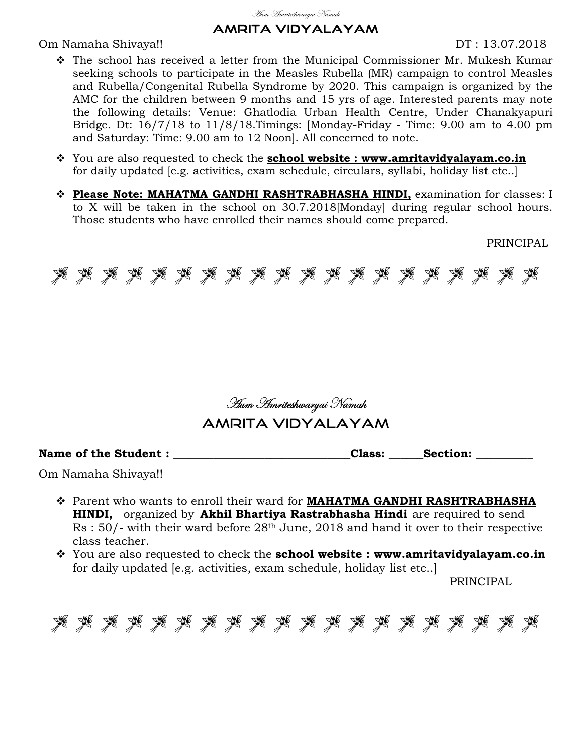*Aum Amriteshwaryai Namah*

# AMRITA VIDYALAYAM

Om Namaha Shivaya!! DT : 13.07.2018

- The school has received a letter from the Municipal Commissioner Mr. Mukesh Kumar seeking schools to participate in the Measles Rubella (MR) campaign to control Measles and Rubella/Congenital Rubella Syndrome by 2020. This campaign is organized by the AMC for the children between 9 months and 15 yrs of age. Interested parents may note the following details: Venue: Ghatlodia Urban Health Centre, Under Chanakyapuri Bridge. Dt: 16/7/18 to 11/8/18.Timings: [Monday-Friday - Time: 9.00 am to 4.00 pm and Saturday: Time: 9.00 am to 12 Noon]. All concerned to note.

- You are also requested to check the **school website : www.amritavidyalayam.co.in** for daily updated [e.g. activities, exam schedule, circulars, syllabi, holiday list etc..]

- **Please Note: MAHATMA GANDHI RASHTRABHASHA HINDI,** examination for classes: I to X will be taken in the school on 30.7.2018[Monday] during regular school hours. Those students who have enrolled their names should come prepared.

PRINCIPAL

---

*Aum Amriteshwaryai Namah*

# AMRITA VIDYALAYAM

**Name of the Student :** ______________________________**Class:** ______**Section:** __________

Om Namaha Shivaya!!

- Parent who wants to enroll their ward for **MAHATMA GANDHI RASHTRABHASHA HINDI,** organized by **Akhil Bhartiya Rastrabhasha Hindi** are required to send Rs : 50/- with their ward before 28th June, 2018 and hand it over to their respective class teacher.
- You are also requested to check the **school website : www.amritavidyalayam.co.in** for daily updated [e.g. activities, exam schedule, holiday list etc..]

PRINCIPAL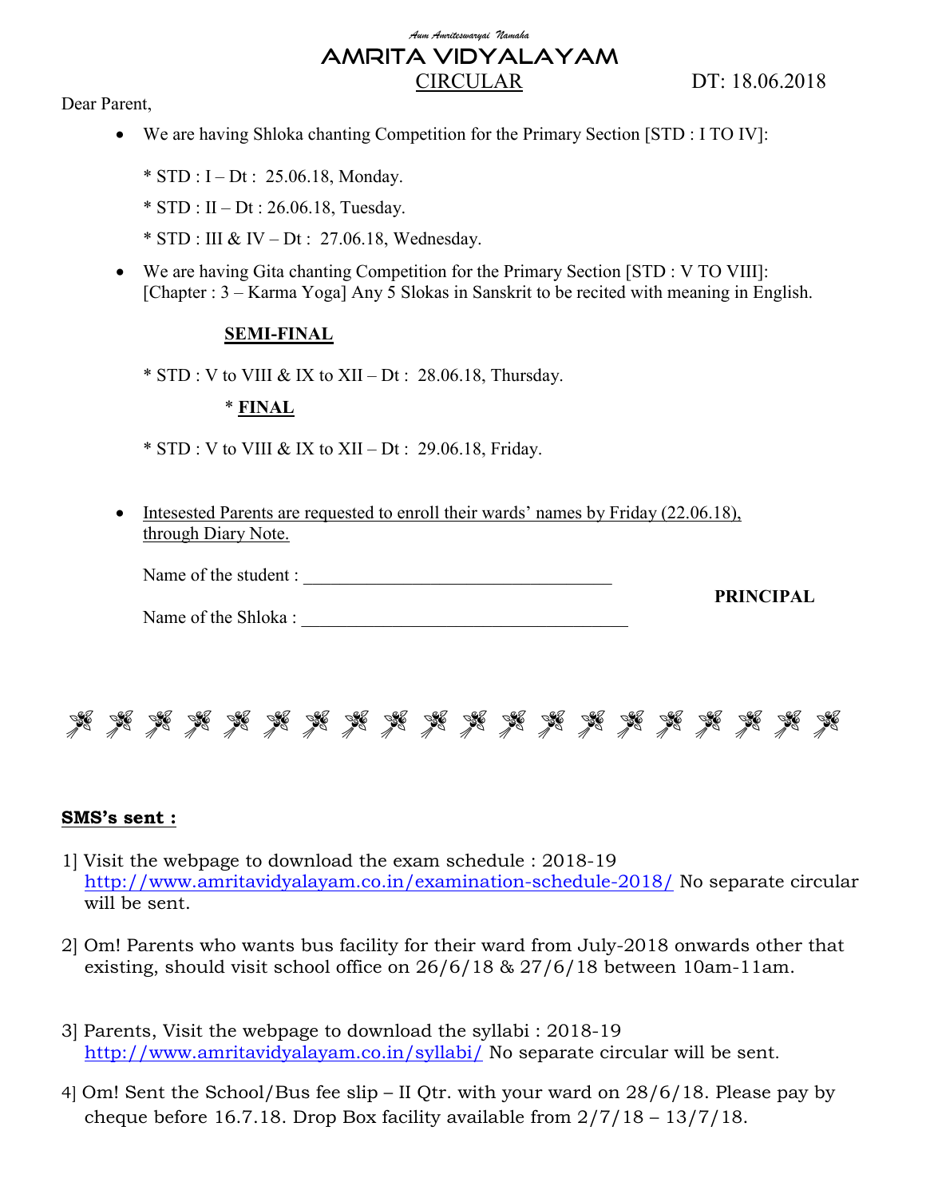*Aum Amriteswaryai Namaha*

# AMRITA VIDYALAYAM

## CIRCULAR

DT: 18.06.2018

Dear Parent,

- We are having Shloka chanting Competition for the Primary Section [STD : I TO IV]:

  * STD : I – Dt : 25.06.18, Monday.

  * STD : II – Dt : 26.06.18, Tuesday.

  * STD : III & IV – Dt : 27.06.18, Wednesday.

- We are having Gita chanting Competition for the Primary Section [STD : V TO VIII]: [Chapter : 3 – Karma Yoga] Any 5 Slokas in Sanskrit to be recited with meaning in English.

  **SEMI-FINAL**

  * STD : V to VIII & IX to XII – Dt : 28.06.18, Thursday.

  * **FINAL**

  * STD : V to VIII & IX to XII – Dt : 29.06.18, Friday.

- Intesested Parents are requested to enroll their wards' names by Friday (22.06.18), through Diary Note.

  Name of the student : ___________________________________

  Name of the Shloka : _____________________________________

**PRINCIPAL**

**SMS's sent :**

1] Visit the webpage to download the exam schedule : 2018-19 http://www.amritavidyalayam.co.in/examination-schedule-2018/ No separate circular will be sent.

2] Om! Parents who wants bus facility for their ward from July-2018 onwards other that existing, should visit school office on 26/6/18 & 27/6/18 between 10am-11am.

3] Parents, Visit the webpage to download the syllabi : 2018-19 http://www.amritavidyalayam.co.in/syllabi/ No separate circular will be sent.

4] Om! Sent the School/Bus fee slip – II Qtr. with your ward on 28/6/18. Please pay by cheque before 16.7.18. Drop Box facility available from 2/7/18 – 13/7/18.